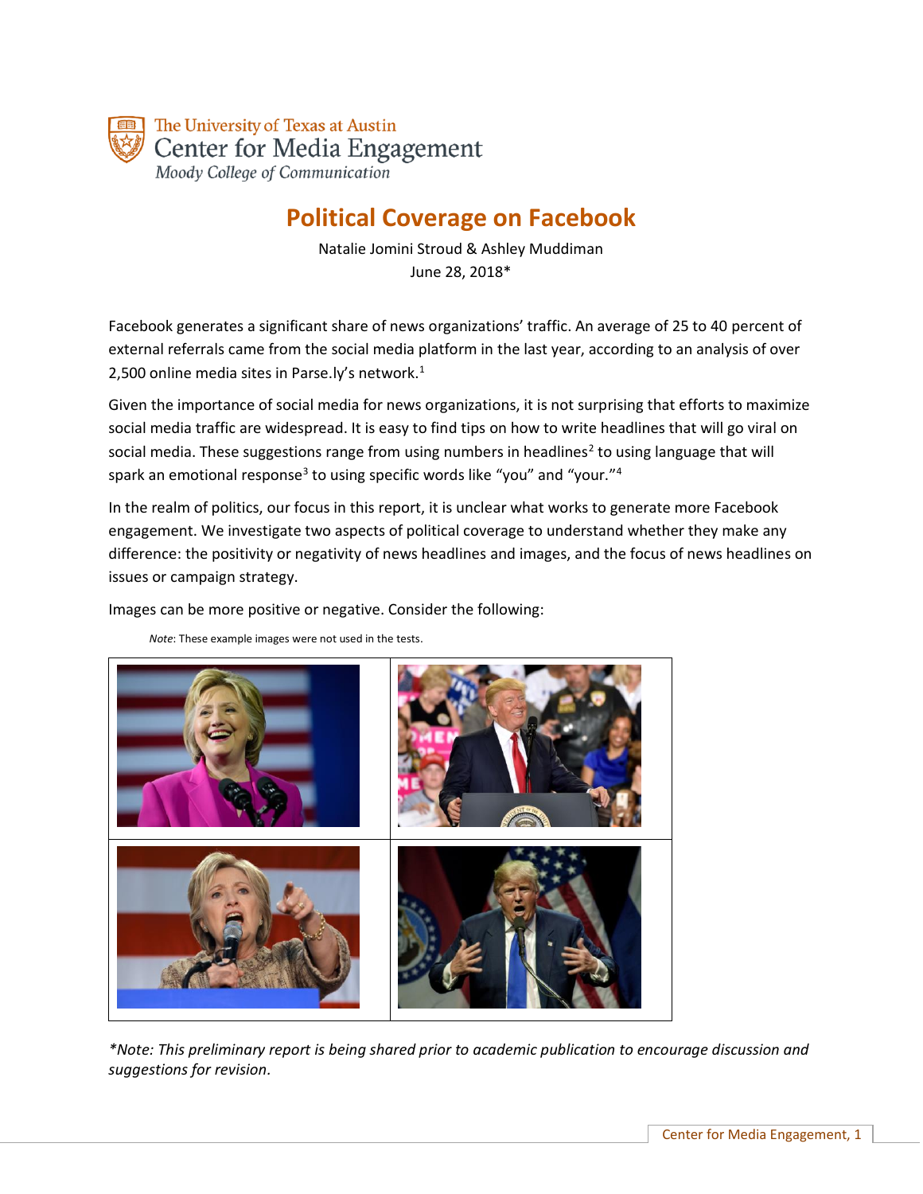The University of Texas at Austin
Center for Media Engagement
*Moody College of Communication*

# Political Coverage on Facebook

Natalie Jomini Stroud & Ashley Muddiman
June 28, 2018*

Facebook generates a significant share of news organizations' traffic. An average of 25 to 40 percent of external referrals came from the social media platform in the last year, according to an analysis of over 2,500 online media sites in Parse.ly's network.[1]

Given the importance of social media for news organizations, it is not surprising that efforts to maximize social media traffic are widespread. It is easy to find tips on how to write headlines that will go viral on social media. These suggestions range from using numbers in headlines[2] to using language that will spark an emotional response[3] to using specific words like "you" and "your."[4]

In the realm of politics, our focus in this report, it is unclear what works to generate more Facebook engagement. We investigate two aspects of political coverage to understand whether they make any difference: the positivity or negativity of news headlines and images, and the focus of news headlines on issues or campaign strategy.

Images can be more positive or negative. Consider the following:

*Note*: These example images were not used in the tests.

*\*Note: This preliminary report is being shared prior to academic publication to encourage discussion and suggestions for revision.*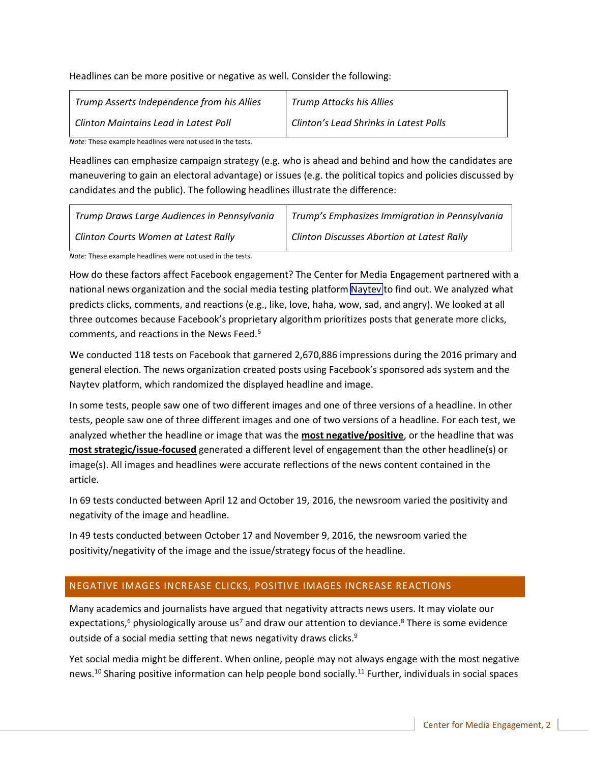Headlines can be more positive or negative as well. Consider the following:

| | |
|---|---|
| *Trump Asserts Independence from his Allies* | *Trump Attacks his Allies* |
| *Clinton Maintains Lead in Latest Poll* | *Clinton's Lead Shrinks in Latest Polls* |

*Note:* These example headlines were not used in the tests.

Headlines can emphasize campaign strategy (e.g. who is ahead and behind and how the candidates are maneuvering to gain an electoral advantage) or issues (e.g. the political topics and policies discussed by candidates and the public). The following headlines illustrate the difference:

| | |
|---|---|
| *Trump Draws Large Audiences in Pennsylvania* | *Trump's Emphasizes Immigration in Pennsylvania* |
| *Clinton Courts Women at Latest Rally* | *Clinton Discusses Abortion at Latest Rally* |

*Note:* These example headlines were not used in the tests.

How do these factors affect Facebook engagement? The Center for Media Engagement partnered with a national news organization and the social media testing platform Naytev to find out. We analyzed what predicts clicks, comments, and reactions (e.g., like, love, haha, wow, sad, and angry). We looked at all three outcomes because Facebook's proprietary algorithm prioritizes posts that generate more clicks, comments, and reactions in the News Feed.[5]

We conducted 118 tests on Facebook that garnered 2,670,886 impressions during the 2016 primary and general election. The news organization created posts using Facebook's sponsored ads system and the Naytev platform, which randomized the displayed headline and image.

In some tests, people saw one of two different images and one of three versions of a headline. In other tests, people saw one of three different images and one of two versions of a headline. For each test, we analyzed whether the headline or image that was the **most negative/positive**, or the headline that was **most strategic/issue-focused** generated a different level of engagement than the other headline(s) or image(s). All images and headlines were accurate reflections of the news content contained in the article.

In 69 tests conducted between April 12 and October 19, 2016, the newsroom varied the positivity and negativity of the image and headline.

In 49 tests conducted between October 17 and November 9, 2016, the newsroom varied the positivity/negativity of the image and the issue/strategy focus of the headline.

## NEGATIVE IMAGES INCREASE CLICKS, POSITIVE IMAGES INCREASE REACTIONS

Many academics and journalists have argued that negativity attracts news users. It may violate our expectations,[6] physiologically arouse us[7] and draw our attention to deviance.[8] There is some evidence outside of a social media setting that news negativity draws clicks.[9]

Yet social media might be different. When online, people may not always engage with the most negative news.[10] Sharing positive information can help people bond socially.[11] Further, individuals in social spaces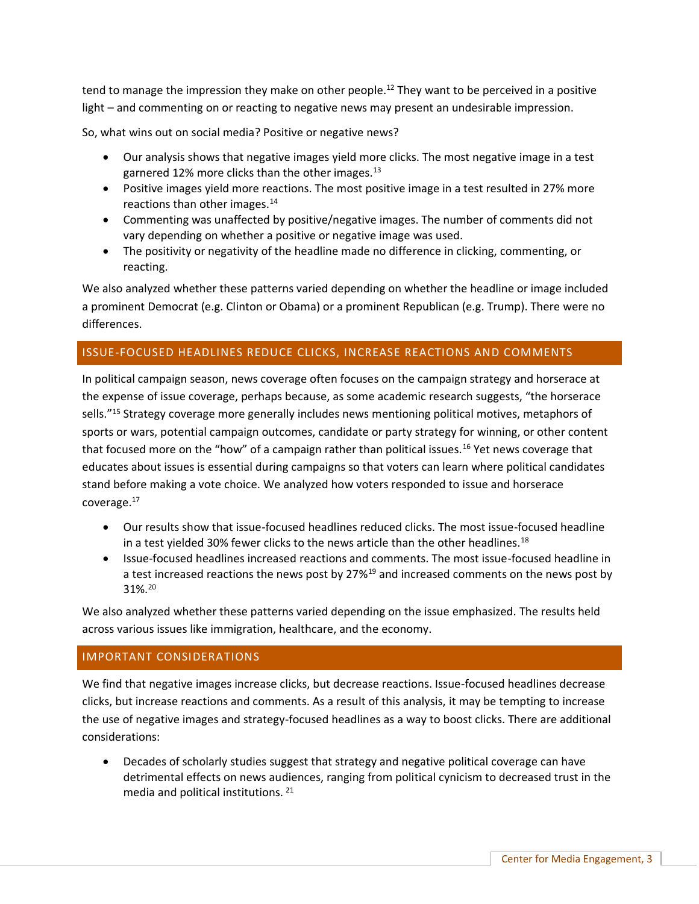tend to manage the impression they make on other people.[12] They want to be perceived in a positive light – and commenting on or reacting to negative news may present an undesirable impression.

So, what wins out on social media? Positive or negative news?

- Our analysis shows that negative images yield more clicks. The most negative image in a test garnered 12% more clicks than the other images.[13]
- Positive images yield more reactions. The most positive image in a test resulted in 27% more reactions than other images.[14]
- Commenting was unaffected by positive/negative images. The number of comments did not vary depending on whether a positive or negative image was used.
- The positivity or negativity of the headline made no difference in clicking, commenting, or reacting.

We also analyzed whether these patterns varied depending on whether the headline or image included a prominent Democrat (e.g. Clinton or Obama) or a prominent Republican (e.g. Trump). There were no differences.

## ISSUE-FOCUSED HEADLINES REDUCE CLICKS, INCREASE REACTIONS AND COMMENTS

In political campaign season, news coverage often focuses on the campaign strategy and horserace at the expense of issue coverage, perhaps because, as some academic research suggests, "the horserace sells."[15] Strategy coverage more generally includes news mentioning political motives, metaphors of sports or wars, potential campaign outcomes, candidate or party strategy for winning, or other content that focused more on the "how" of a campaign rather than political issues.[16] Yet news coverage that educates about issues is essential during campaigns so that voters can learn where political candidates stand before making a vote choice. We analyzed how voters responded to issue and horserace coverage.[17]

- Our results show that issue-focused headlines reduced clicks. The most issue-focused headline in a test yielded 30% fewer clicks to the news article than the other headlines.[18]
- Issue-focused headlines increased reactions and comments. The most issue-focused headline in a test increased reactions the news post by 27%[19] and increased comments on the news post by 31%.[20]

We also analyzed whether these patterns varied depending on the issue emphasized. The results held across various issues like immigration, healthcare, and the economy.

## IMPORTANT CONSIDERATIONS

We find that negative images increase clicks, but decrease reactions. Issue-focused headlines decrease clicks, but increase reactions and comments. As a result of this analysis, it may be tempting to increase the use of negative images and strategy-focused headlines as a way to boost clicks. There are additional considerations:

- Decades of scholarly studies suggest that strategy and negative political coverage can have detrimental effects on news audiences, ranging from political cynicism to decreased trust in the media and political institutions. [21]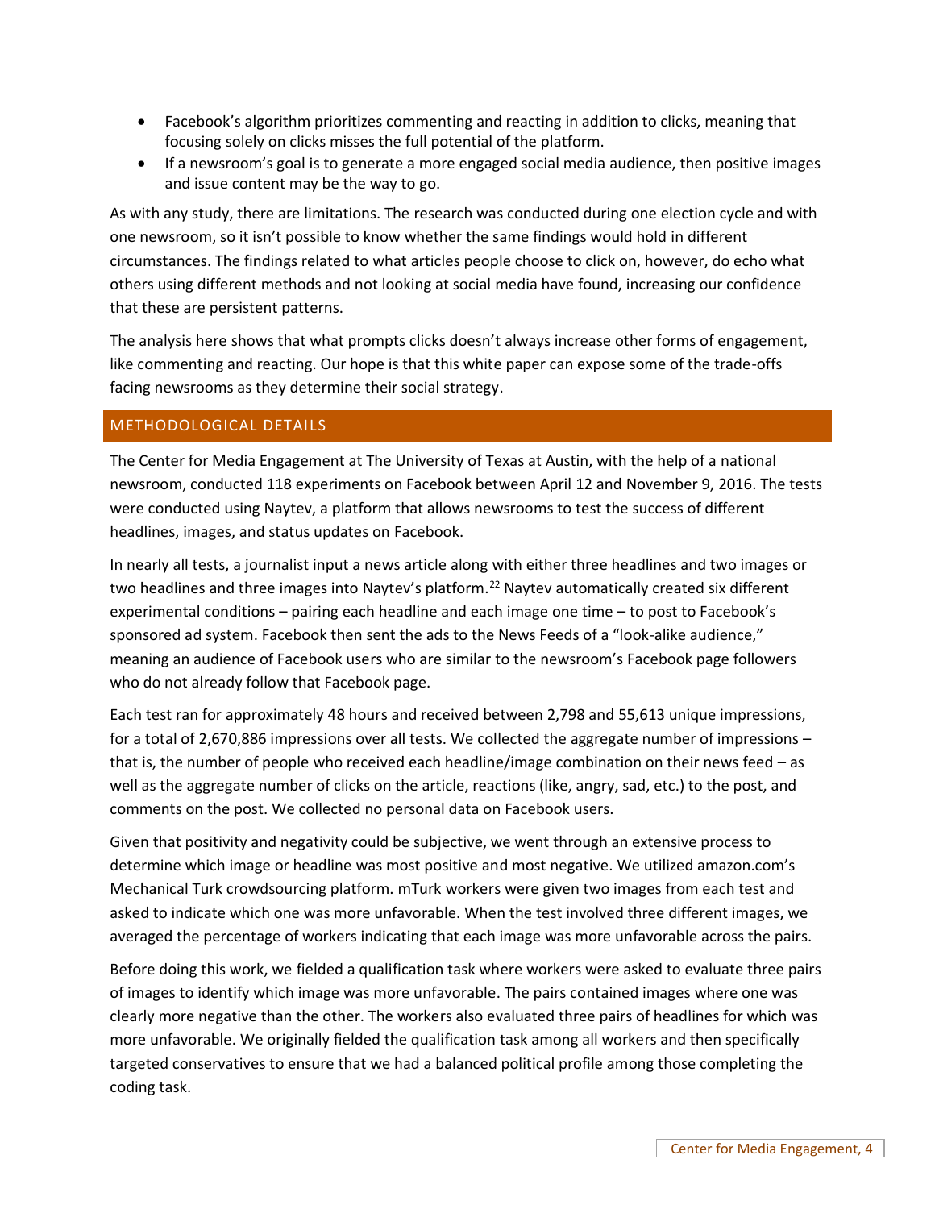- Facebook's algorithm prioritizes commenting and reacting in addition to clicks, meaning that focusing solely on clicks misses the full potential of the platform.
- If a newsroom's goal is to generate a more engaged social media audience, then positive images and issue content may be the way to go.

As with any study, there are limitations. The research was conducted during one election cycle and with one newsroom, so it isn't possible to know whether the same findings would hold in different circumstances. The findings related to what articles people choose to click on, however, do echo what others using different methods and not looking at social media have found, increasing our confidence that these are persistent patterns.

The analysis here shows that what prompts clicks doesn't always increase other forms of engagement, like commenting and reacting. Our hope is that this white paper can expose some of the trade-offs facing newsrooms as they determine their social strategy.

## METHODOLOGICAL DETAILS

The Center for Media Engagement at The University of Texas at Austin, with the help of a national newsroom, conducted 118 experiments on Facebook between April 12 and November 9, 2016. The tests were conducted using Naytev, a platform that allows newsrooms to test the success of different headlines, images, and status updates on Facebook.

In nearly all tests, a journalist input a news article along with either three headlines and two images or two headlines and three images into Naytev's platform.[22] Naytev automatically created six different experimental conditions – pairing each headline and each image one time – to post to Facebook's sponsored ad system. Facebook then sent the ads to the News Feeds of a "look-alike audience," meaning an audience of Facebook users who are similar to the newsroom's Facebook page followers who do not already follow that Facebook page.

Each test ran for approximately 48 hours and received between 2,798 and 55,613 unique impressions, for a total of 2,670,886 impressions over all tests. We collected the aggregate number of impressions – that is, the number of people who received each headline/image combination on their news feed – as well as the aggregate number of clicks on the article, reactions (like, angry, sad, etc.) to the post, and comments on the post. We collected no personal data on Facebook users.

Given that positivity and negativity could be subjective, we went through an extensive process to determine which image or headline was most positive and most negative. We utilized amazon.com's Mechanical Turk crowdsourcing platform. mTurk workers were given two images from each test and asked to indicate which one was more unfavorable. When the test involved three different images, we averaged the percentage of workers indicating that each image was more unfavorable across the pairs.

Before doing this work, we fielded a qualification task where workers were asked to evaluate three pairs of images to identify which image was more unfavorable. The pairs contained images where one was clearly more negative than the other. The workers also evaluated three pairs of headlines for which was more unfavorable. We originally fielded the qualification task among all workers and then specifically targeted conservatives to ensure that we had a balanced political profile among those completing the coding task.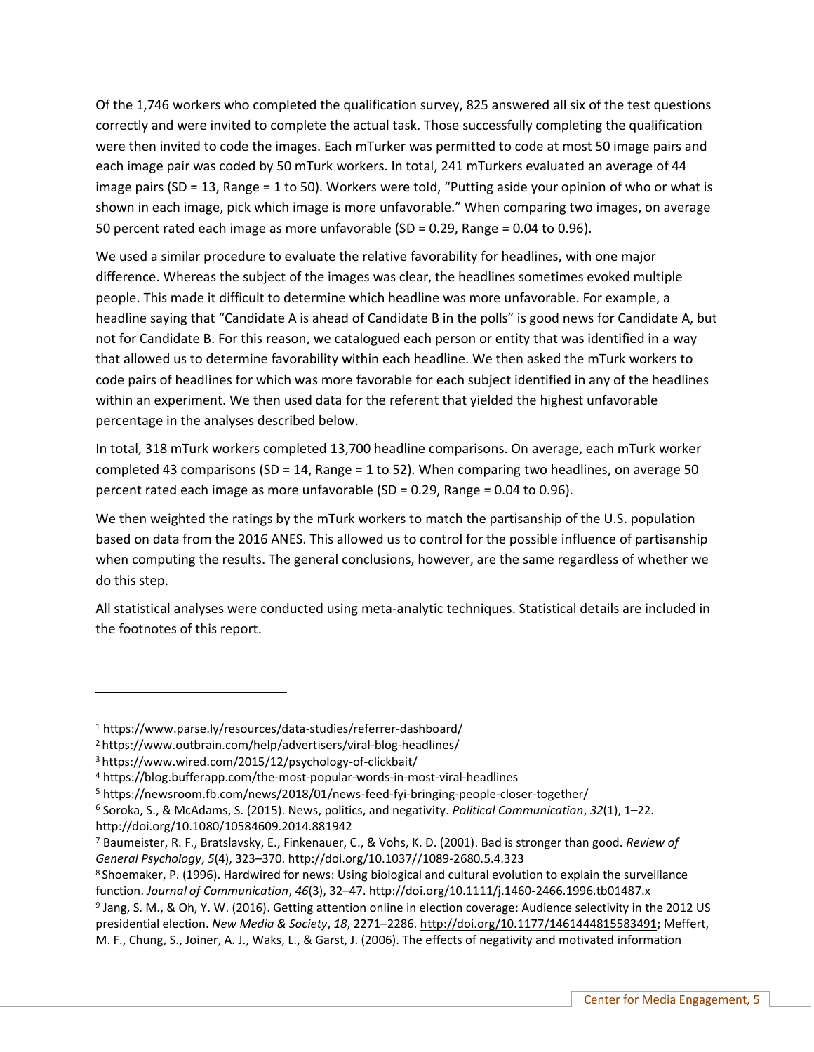Of the 1,746 workers who completed the qualification survey, 825 answered all six of the test questions correctly and were invited to complete the actual task. Those successfully completing the qualification were then invited to code the images. Each mTurker was permitted to code at most 50 image pairs and each image pair was coded by 50 mTurk workers. In total, 241 mTurkers evaluated an average of 44 image pairs (SD = 13, Range = 1 to 50). Workers were told, "Putting aside your opinion of who or what is shown in each image, pick which image is more unfavorable." When comparing two images, on average 50 percent rated each image as more unfavorable (SD = 0.29, Range = 0.04 to 0.96).

We used a similar procedure to evaluate the relative favorability for headlines, with one major difference. Whereas the subject of the images was clear, the headlines sometimes evoked multiple people. This made it difficult to determine which headline was more unfavorable. For example, a headline saying that "Candidate A is ahead of Candidate B in the polls" is good news for Candidate A, but not for Candidate B. For this reason, we catalogued each person or entity that was identified in a way that allowed us to determine favorability within each headline. We then asked the mTurk workers to code pairs of headlines for which was more favorable for each subject identified in any of the headlines within an experiment. We then used data for the referent that yielded the highest unfavorable percentage in the analyses described below.

In total, 318 mTurk workers completed 13,700 headline comparisons. On average, each mTurk worker completed 43 comparisons (SD = 14, Range = 1 to 52). When comparing two headlines, on average 50 percent rated each image as more unfavorable (SD = 0.29, Range = 0.04 to 0.96).

We then weighted the ratings by the mTurk workers to match the partisanship of the U.S. population based on data from the 2016 ANES. This allowed us to control for the possible influence of partisanship when computing the results. The general conclusions, however, are the same regardless of whether we do this step.

All statistical analyses were conducted using meta-analytic techniques. Statistical details are included in the footnotes of this report.

---

[1] https://www.parse.ly/resources/data-studies/referrer-dashboard/

[2] https://www.outbrain.com/help/advertisers/viral-blog-headlines/

[3] https://www.wired.com/2015/12/psychology-of-clickbait/

[4] https://blog.bufferapp.com/the-most-popular-words-in-most-viral-headlines

[5] https://newsroom.fb.com/news/2018/01/news-feed-fyi-bringing-people-closer-together/

[6] Soroka, S., & McAdams, S. (2015). News, politics, and negativity. *Political Communication*, *32*(1), 1–22. http://doi.org/10.1080/10584609.2014.881942

[7] Baumeister, R. F., Bratslavsky, E., Finkenauer, C., & Vohs, K. D. (2001). Bad is stronger than good. *Review of General Psychology*, *5*(4), 323–370. http://doi.org/10.1037//1089-2680.5.4.323

[8] Shoemaker, P. (1996). Hardwired for news: Using biological and cultural evolution to explain the surveillance function. *Journal of Communication*, *46*(3), 32–47. http://doi.org/10.1111/j.1460-2466.1996.tb01487.x

[9] Jang, S. M., & Oh, Y. W. (2016). Getting attention online in election coverage: Audience selectivity in the 2012 US presidential election. *New Media & Society*, *18*, 2271–2286. http://doi.org/10.1177/1461444815583491; Meffert, M. F., Chung, S., Joiner, A. J., Waks, L., & Garst, J. (2006). The effects of negativity and motivated information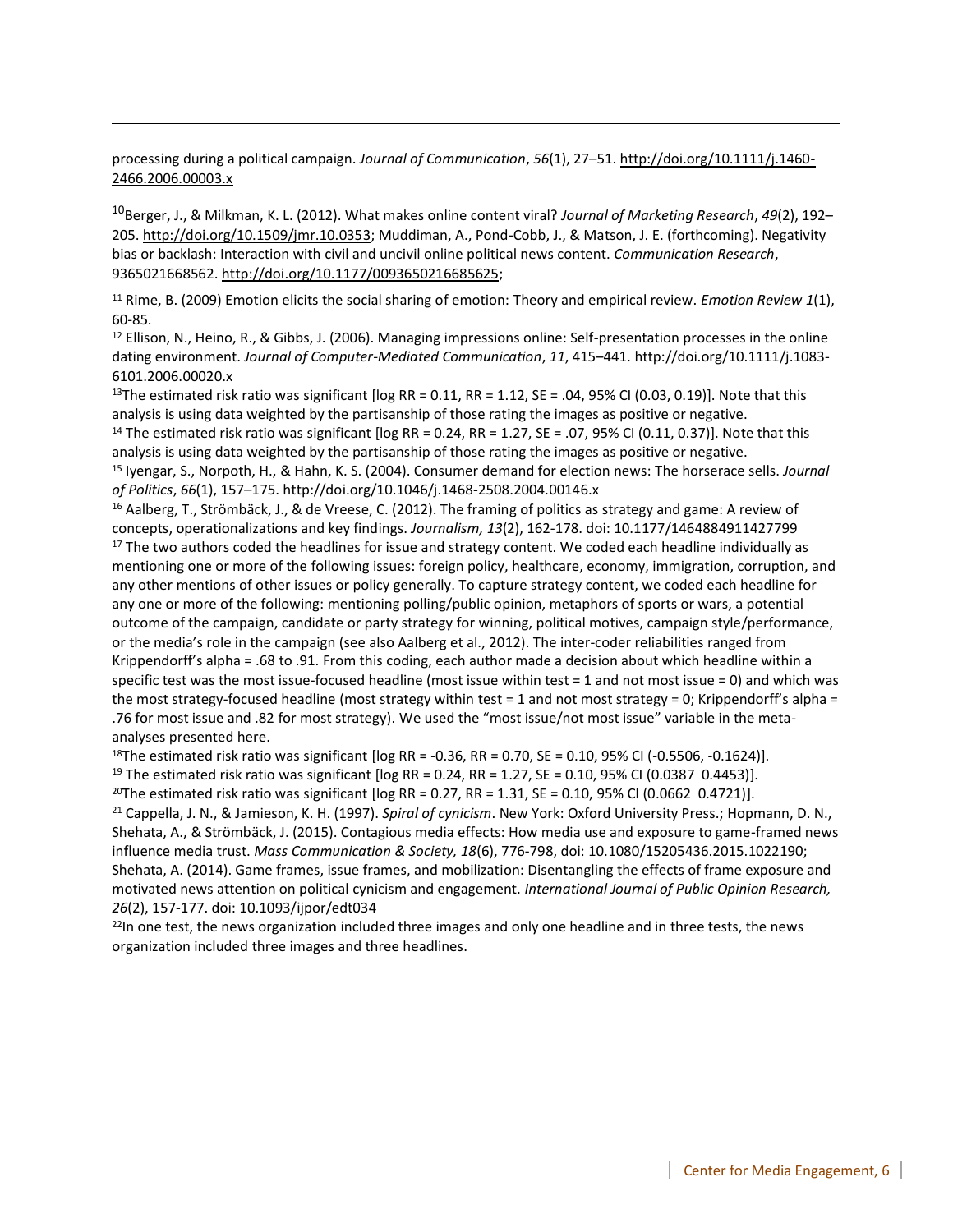processing during a political campaign. *Journal of Communication*, *56*(1), 27–51. http://doi.org/10.1111/j.1460-2466.2006.00003.x

[10]Berger, J., & Milkman, K. L. (2012). What makes online content viral? *Journal of Marketing Research*, *49*(2), 192–205. http://doi.org/10.1509/jmr.10.0353; Muddiman, A., Pond-Cobb, J., & Matson, J. E. (forthcoming). Negativity bias or backlash: Interaction with civil and uncivil online political news content. *Communication Research*, 9365021668562. http://doi.org/10.1177/0093650216685625;

[11] Rime, B. (2009) Emotion elicits the social sharing of emotion: Theory and empirical review. *Emotion Review 1*(1), 60-85.

[12] Ellison, N., Heino, R., & Gibbs, J. (2006). Managing impressions online: Self-presentation processes in the online dating environment. *Journal of Computer-Mediated Communication*, *11*, 415–441. http://doi.org/10.1111/j.1083-6101.2006.00020.x

[13]The estimated risk ratio was significant [log RR = 0.11, RR = 1.12, SE = .04, 95% CI (0.03, 0.19)]. Note that this analysis is using data weighted by the partisanship of those rating the images as positive or negative.

[14] The estimated risk ratio was significant [log RR = 0.24, RR = 1.27, SE = .07, 95% CI (0.11, 0.37)]. Note that this analysis is using data weighted by the partisanship of those rating the images as positive or negative.

[15] Iyengar, S., Norpoth, H., & Hahn, K. S. (2004). Consumer demand for election news: The horserace sells. *Journal of Politics*, *66*(1), 157–175. http://doi.org/10.1046/j.1468-2508.2004.00146.x

[16] Aalberg, T., Strömbäck, J., & de Vreese, C. (2012). The framing of politics as strategy and game: A review of concepts, operationalizations and key findings. *Journalism, 13*(2), 162-178. doi: 10.1177/1464884911427799

[17] The two authors coded the headlines for issue and strategy content. We coded each headline individually as mentioning one or more of the following issues: foreign policy, healthcare, economy, immigration, corruption, and any other mentions of other issues or policy generally. To capture strategy content, we coded each headline for any one or more of the following: mentioning polling/public opinion, metaphors of sports or wars, a potential outcome of the campaign, candidate or party strategy for winning, political motives, campaign style/performance, or the media's role in the campaign (see also Aalberg et al., 2012). The inter-coder reliabilities ranged from Krippendorff's alpha = .68 to .91. From this coding, each author made a decision about which headline within a specific test was the most issue-focused headline (most issue within test = 1 and not most issue = 0) and which was the most strategy-focused headline (most strategy within test = 1 and not most strategy = 0; Krippendorff's alpha = .76 for most issue and .82 for most strategy). We used the "most issue/not most issue" variable in the meta-analyses presented here.

[18]The estimated risk ratio was significant [log RR = -0.36, RR = 0.70, SE = 0.10, 95% CI (-0.5506, -0.1624)].

[19] The estimated risk ratio was significant [log RR = 0.24, RR = 1.27, SE = 0.10, 95% CI (0.0387 0.4453)].

[20]The estimated risk ratio was significant [log RR = 0.27, RR = 1.31, SE = 0.10, 95% CI (0.0662 0.4721)].

[21] Cappella, J. N., & Jamieson, K. H. (1997). *Spiral of cynicism*. New York: Oxford University Press.; Hopmann, D. N., Shehata, A., & Strömbäck, J. (2015). Contagious media effects: How media use and exposure to game-framed news influence media trust. *Mass Communication & Society, 18*(6), 776-798, doi: 10.1080/15205436.2015.1022190; Shehata, A. (2014). Game frames, issue frames, and mobilization: Disentangling the effects of frame exposure and motivated news attention on political cynicism and engagement. *International Journal of Public Opinion Research, 26*(2), 157-177. doi: 10.1093/ijpor/edt034

[22]In one test, the news organization included three images and only one headline and in three tests, the news organization included three images and three headlines.